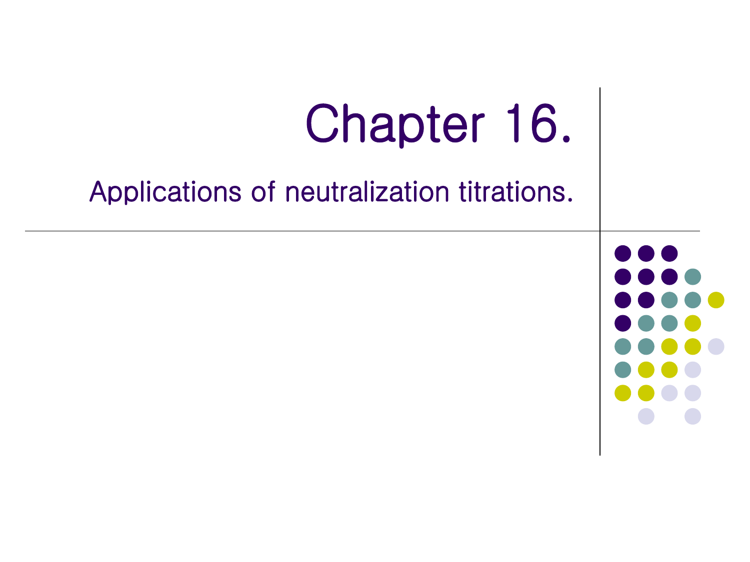# Chapter 16.

## Applications of neutralization titrations.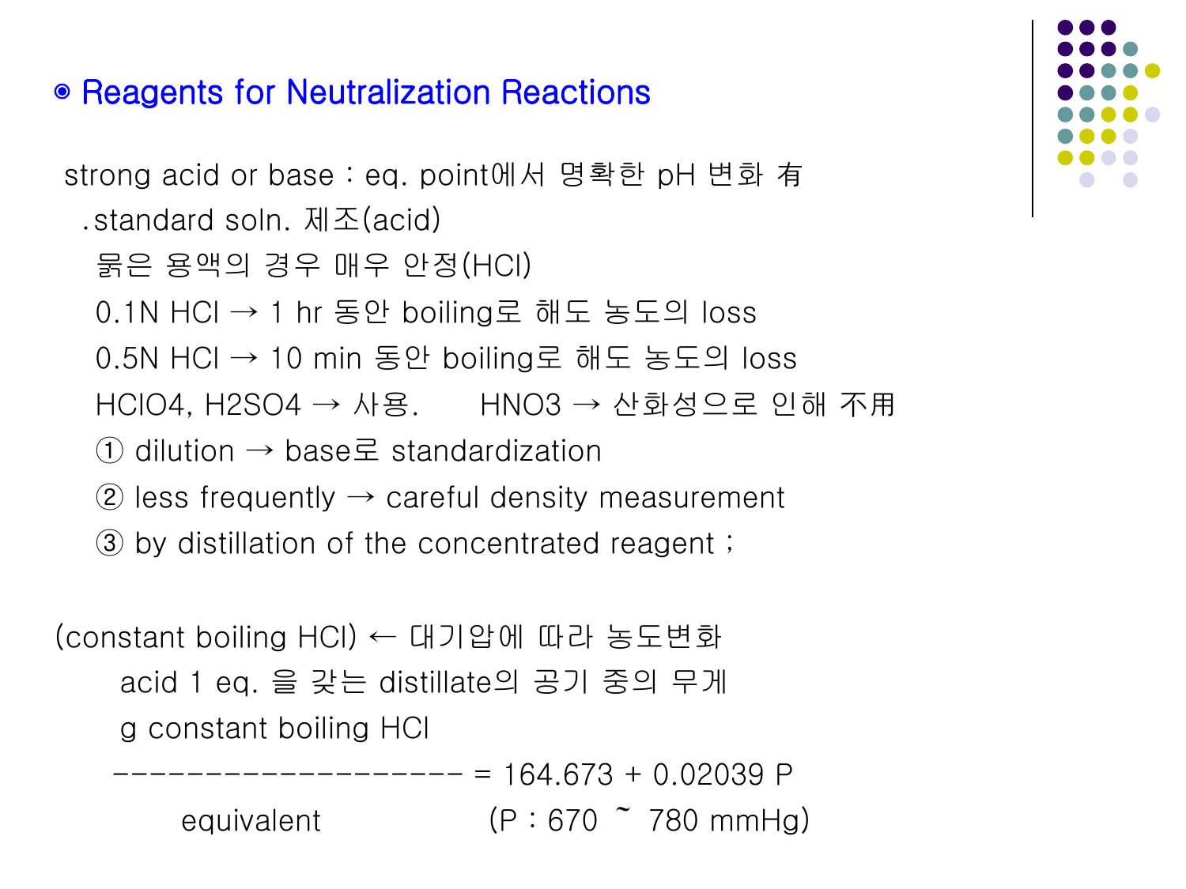## ◉ Reagents for Neutralization Reactions

strong acid or base : eq. point에서 명확한 pH 변화 有

.standard soln. 제조(acid)

묽은 용액의 경우 매우 안정(HCl)

0.1N HCl → 1 hr 동안 boiling로 해도 농도의 loss

0.5N HCl → 10 min 동안 boiling로 해도 농도의 loss

$HClO_4$, $H_2SO_4$ → 사용.  $HNO_3$ → 산화성으로 인해 不用

① dilution → base로 standardization

② less frequently → careful density measurement

③ by distillation of the concentrated reagent ;

(constant boiling HCl) ← 대기압에 따라 농도변화

acid 1 eq. 을 갖는 distillate의 공기 중의 무게

$$\frac{\text{g constant boiling HCl}}{\text{equivalent}} = 164.673 + 0.02039\,P \quad (P : 670 \sim 780\ \text{mmHg})$$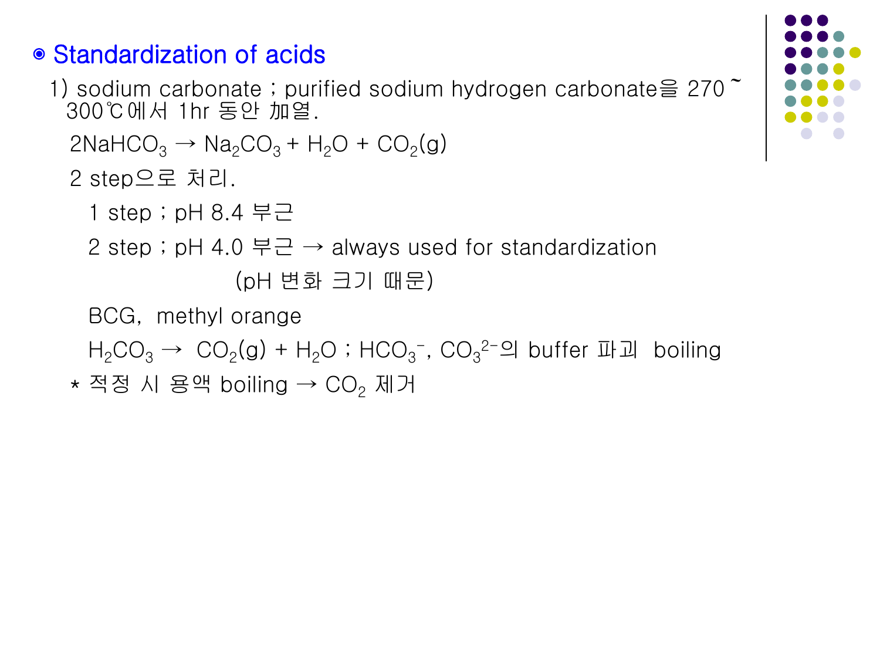## ◉ Standardization of acids

1) sodium carbonate ; purified sodium hydrogen carbonate을 270 ~ 300℃에서 1hr 동안 加열.

$2NaHCO_3 \rightarrow Na_2CO_3 + H_2O + CO_2(g)$

2 step으로 처리.

1 step ; pH 8.4 부근

2 step ; pH 4.0 부근 → always used for standardization (pH 변화 크기 때문)

BCG, methyl orange

$H_2CO_3 \rightarrow CO_2(g) + H_2O$ ; $HCO_3^-$, $CO_3^{2-}$의 buffer 파괴 boiling

* 적정 시 용액 boiling → $CO_2$ 제거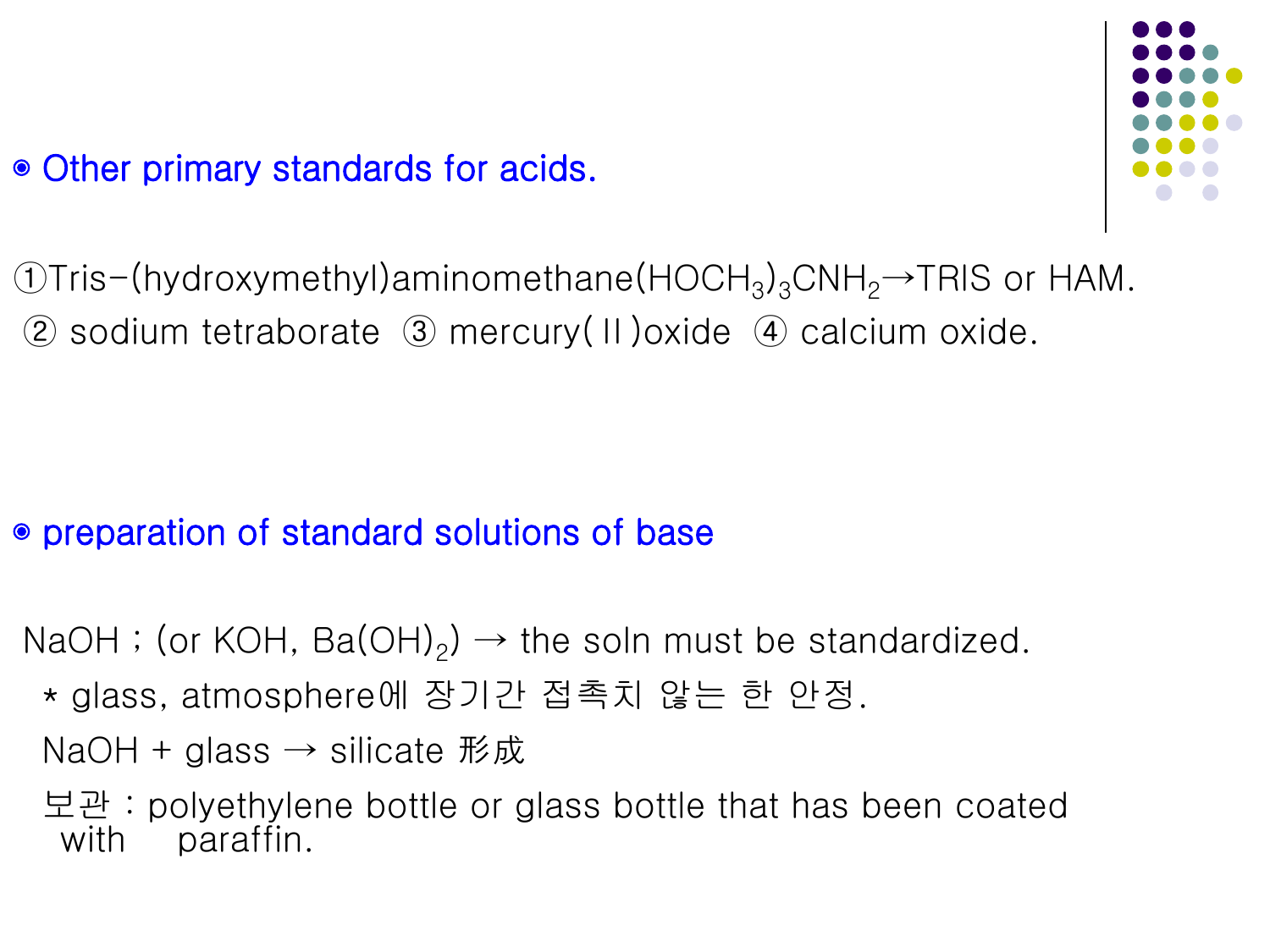◉ Other primary standards for acids.

①Tris-(hydroxymethyl)aminomethane$(HOCH_3)_3CNH_2$→TRIS or HAM.
② sodium tetraborate ③ mercury(Ⅱ)oxide ④ calcium oxide.

◉ preparation of standard solutions of base

NaOH ; (or KOH, $Ba(OH)_2$) → the soln must be standardized.

* glass, atmosphere에 장기간 접촉치 않는 한 안정.

NaOH + glass → silicate 形成

보관 : polyethylene bottle or glass bottle that has been coated with paraffin.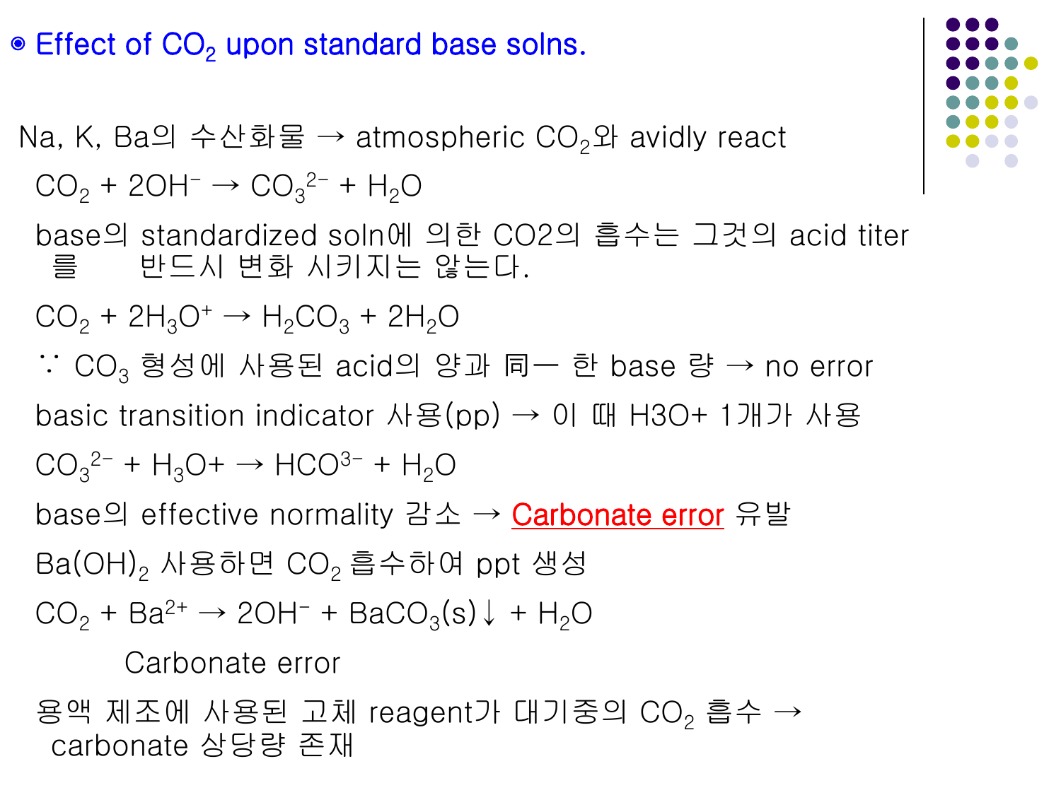## ◉ Effect of $CO_2$ upon standard base solns.

Na, K, Ba의 수산화물 → atmospheric $CO_2$와 avidly react

$CO_2 + 2OH^- \rightarrow CO_3^{2-} + H_2O$

base의 standardized soln에 의한 CO2의 흡수는 그것의 acid titer 를 반드시 변화 시키지는 않는다.

$CO_2 + 2H_3O^+ \rightarrow H_2CO_3 + 2H_2O$

∵ $CO_3$ 형성에 사용된 acid의 양과 同一 한 base 량 → no error

basic transition indicator 사용(pp) → 이 때 H3O+ 1개가 사용

$CO_3^{2-} + H_3O^+ \rightarrow HCO^{3-} + H_2O$

base의 effective normality 감소 → Carbonate error 유발

$Ba(OH)_2$ 사용하면 $CO_2$ 흡수하여 ppt 생성

$CO_2 + Ba^{2+} \rightarrow 2OH^- + BaCO_3(s)\downarrow + H_2O$

Carbonate error

용액 제조에 사용된 고체 reagent가 대기중의 $CO_2$ 흡수 → carbonate 상당량 존재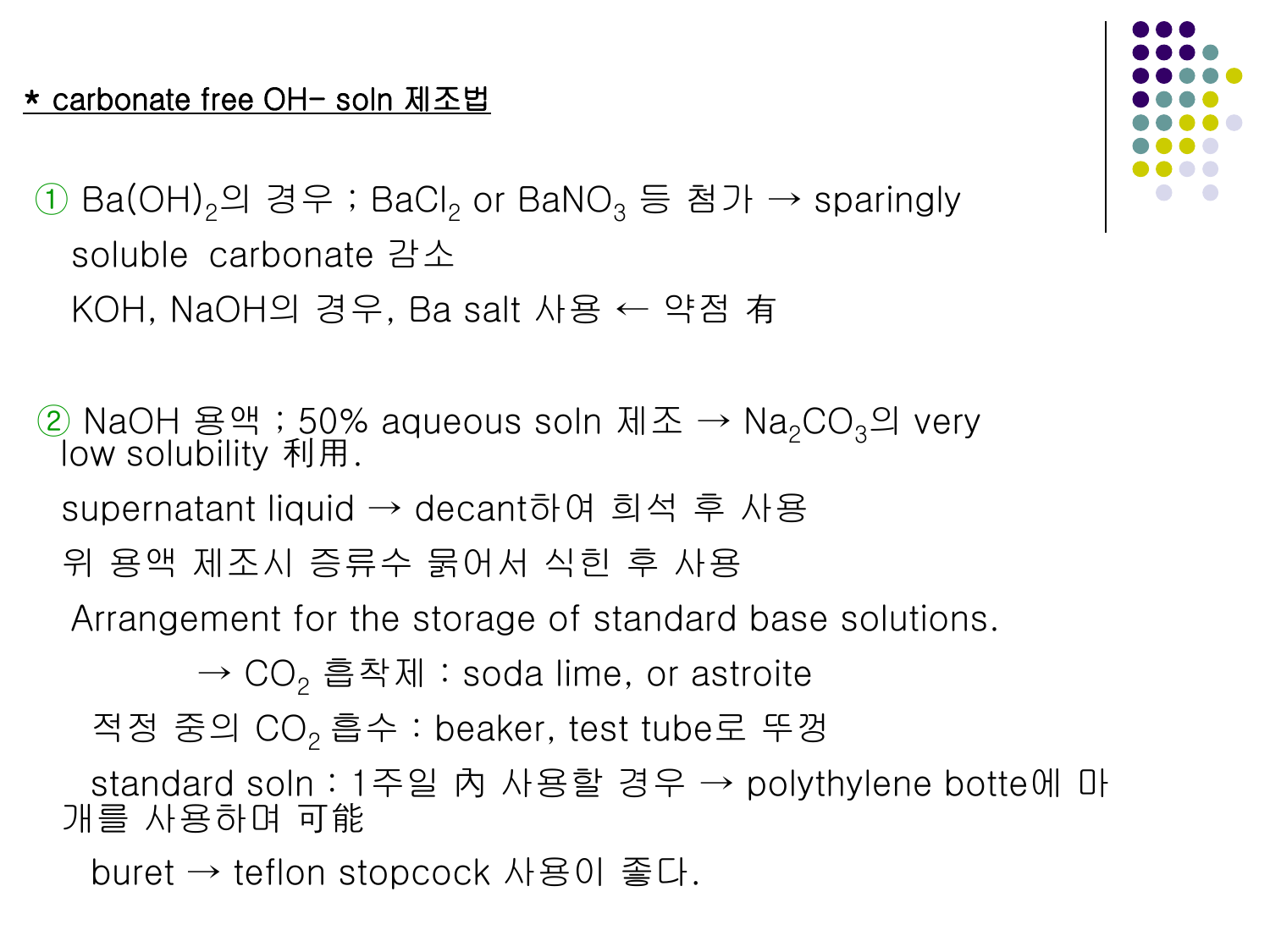**\* carbonate free OH- soln 제조법**

① $Ba(OH)_2$의 경우 ; $BaCl_2$ or $BaNO_3$ 등 첨가 → sparingly soluble carbonate 감소

KOH, NaOH의 경우, Ba salt 사용 ← 약점 有

② NaOH 용액 ; 50% aqueous soln 제조 → $Na_2CO_3$의 very low solubility 利用.

supernatant liquid → decant하여 희석 후 사용

위 용액 제조시 증류수 묽어서 식힌 후 사용

Arrangement for the storage of standard base solutions.

→ $CO_2$ 흡착제 : soda lime, or astroite

적정 중의 $CO_2$ 흡수 : beaker, test tube로 뚜껑

standard soln : 1주일 內 사용할 경우 → polythylene botte에 마개를 사용하며 可能

buret → teflon stopcock 사용이 좋다.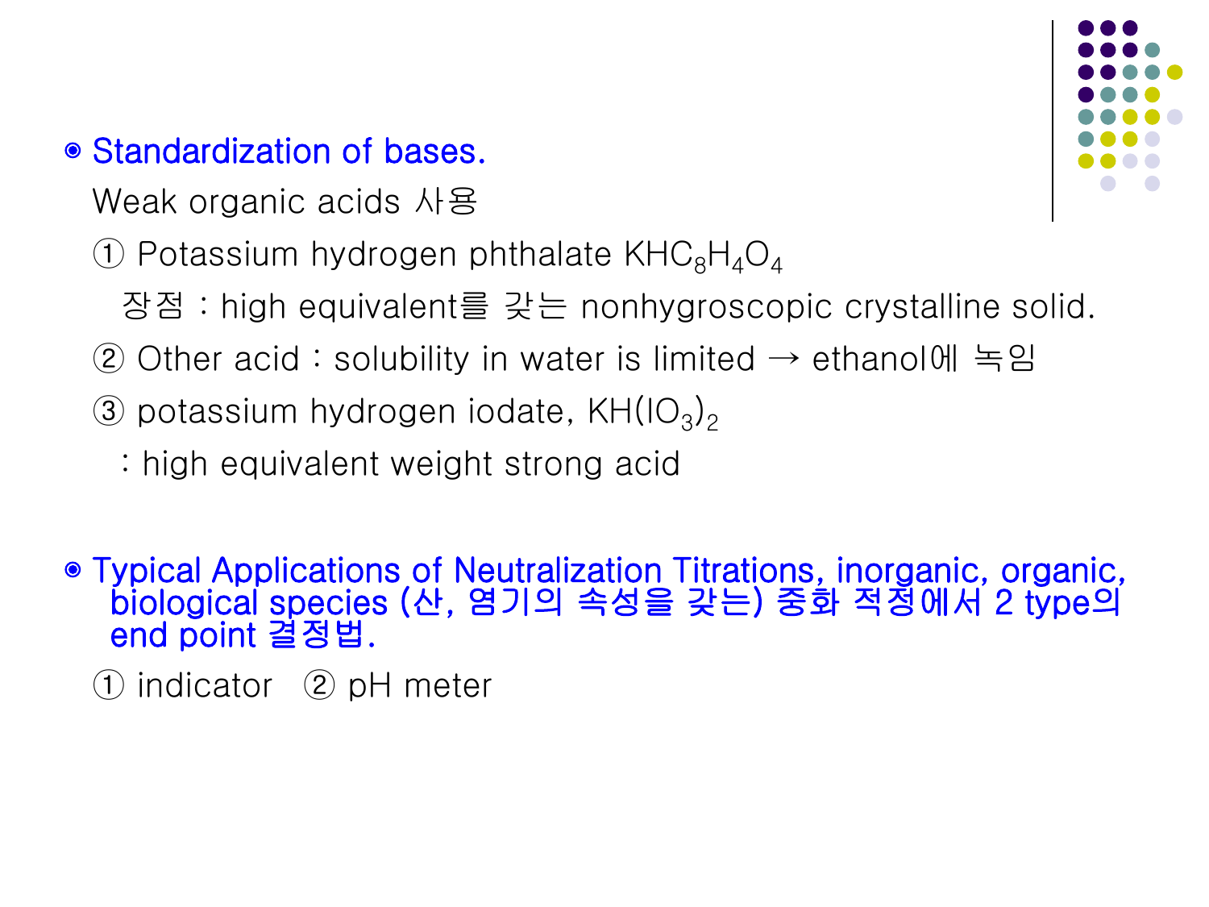- **Standardization of bases.**

  Weak organic acids 사용

  ① Potassium hydrogen phthalate $KHC_8H_4O_4$

  장점 : high equivalent를 갖는 nonhygroscopic crystalline solid.

  ② Other acid : solubility in water is limited → ethanol에 녹임

  ③ potassium hydrogen iodate, $KH(IO_3)_2$

  : high equivalent weight strong acid

- **Typical Applications of Neutralization Titrations, inorganic, organic, biological species (산, 염기의 속성을 갖는) 중화 적정에서 2 type의 end point 결정법.**

  ① indicator ② pH meter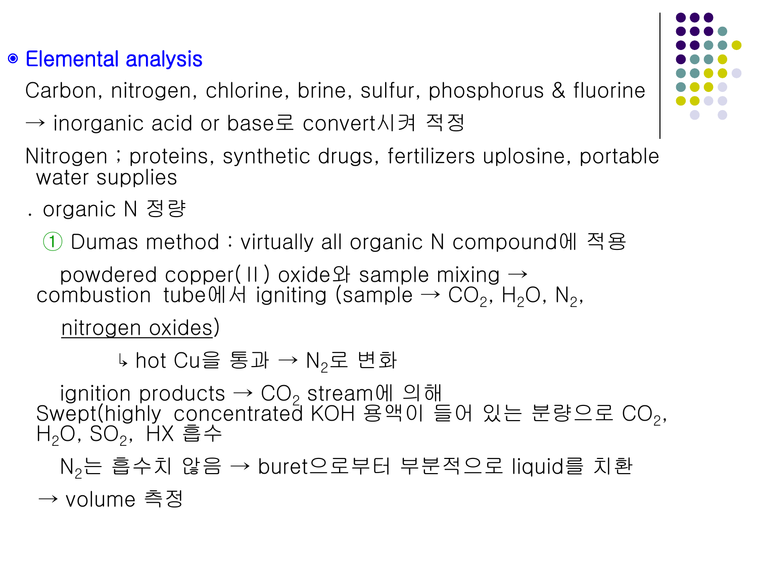## ◉ Elemental analysis

Carbon, nitrogen, chlorine, brine, sulfur, phosphorus & fluorine

→ inorganic acid or base로 convert시켜 적정

Nitrogen ; proteins, synthetic drugs, fertilizers uplosine, portable water supplies

. organic N 정량

① Dumas method : virtually all organic N compound에 적용

powdered copper(Ⅱ) oxide와 sample mixing → combustion tube에서 igniting (sample → $CO_2$, $H_2O$, $N_2$, nitrogen oxides)

↳ hot Cu을 통과 → $N_2$로 변화

ignition products → $CO_2$ stream에 의해 Swept(highly concentrated KOH 용액이 들어 있는 분량으로 $CO_2$, $H_2O$, $SO_2$, HX 흡수

$N_2$는 흡수치 않음 → buret으로부터 부분적으로 liquid를 치환

→ volume 측정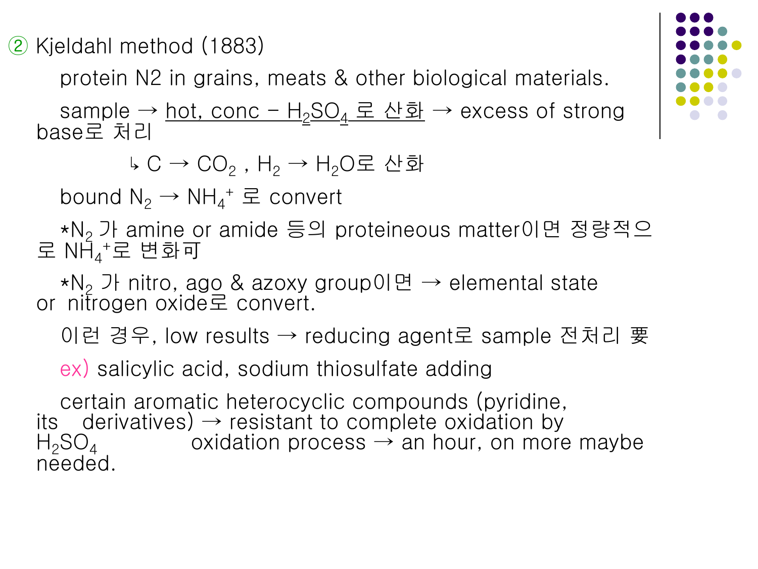② Kjeldahl method (1883)

protein N2 in grains, meats & other biological materials.

sample → hot, conc - $H_2SO_4$ 로 산화 → excess of strong base로 처리

↳ C → $CO_2$ , $H_2$ → $H_2O$로 산화

bound $N_2$ → $NH_4^+$ 로 convert

*$N_2$ 가 amine or amide 등의 proteineous matter이면 정량적으로 $NH_4^+$로 변화可

*$N_2$ 가 nitro, ago & azoxy group이면 → elemental state or nitrogen oxide로 convert.

이런 경우, low results → reducing agent로 sample 전처리 要

ex) salicylic acid, sodium thiosulfate adding

certain aromatic heterocyclic compounds (pyridine, its derivatives) → resistant to complete oxidation by $H_2SO_4$ oxidation process → an hour, on more maybe needed.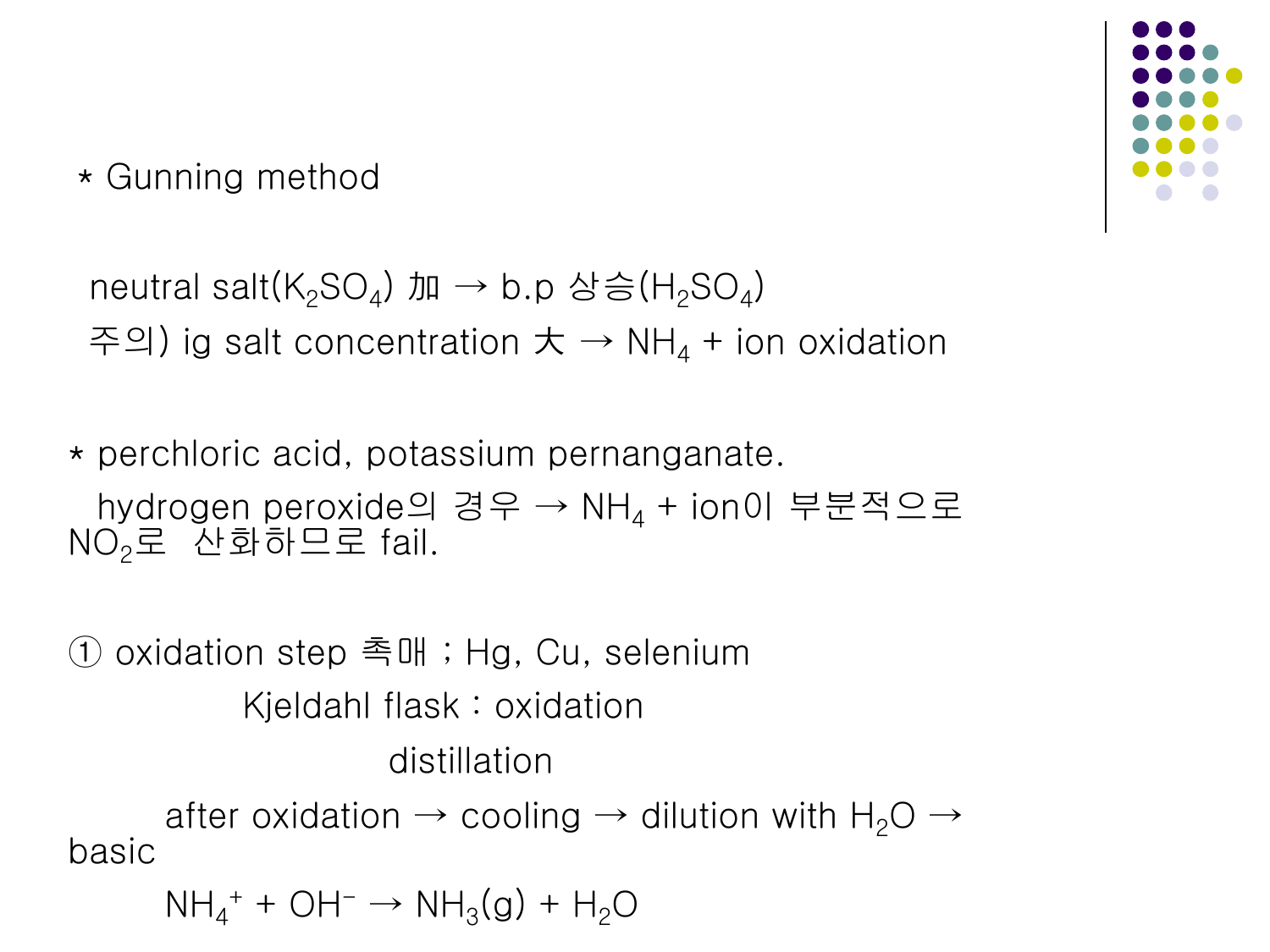* Gunning method

neutral salt($K_2SO_4$) 加 → b.p 상승($H_2SO_4$)

주의) ig salt concentration 大 → $NH_4$ + ion oxidation

* perchloric acid, potassium pernanganate.

hydrogen peroxide의 경우 → $NH_4$ + ion이 부분적으로 $NO_2$로 산화하므로 fail.

① oxidation step 촉매 ; Hg, Cu, selenium

Kjeldahl flask : oxidation

distillation

after oxidation → cooling → dilution with $H_2O$ → basic

$NH_4^+ + OH^- \rightarrow NH_3(g) + H_2O$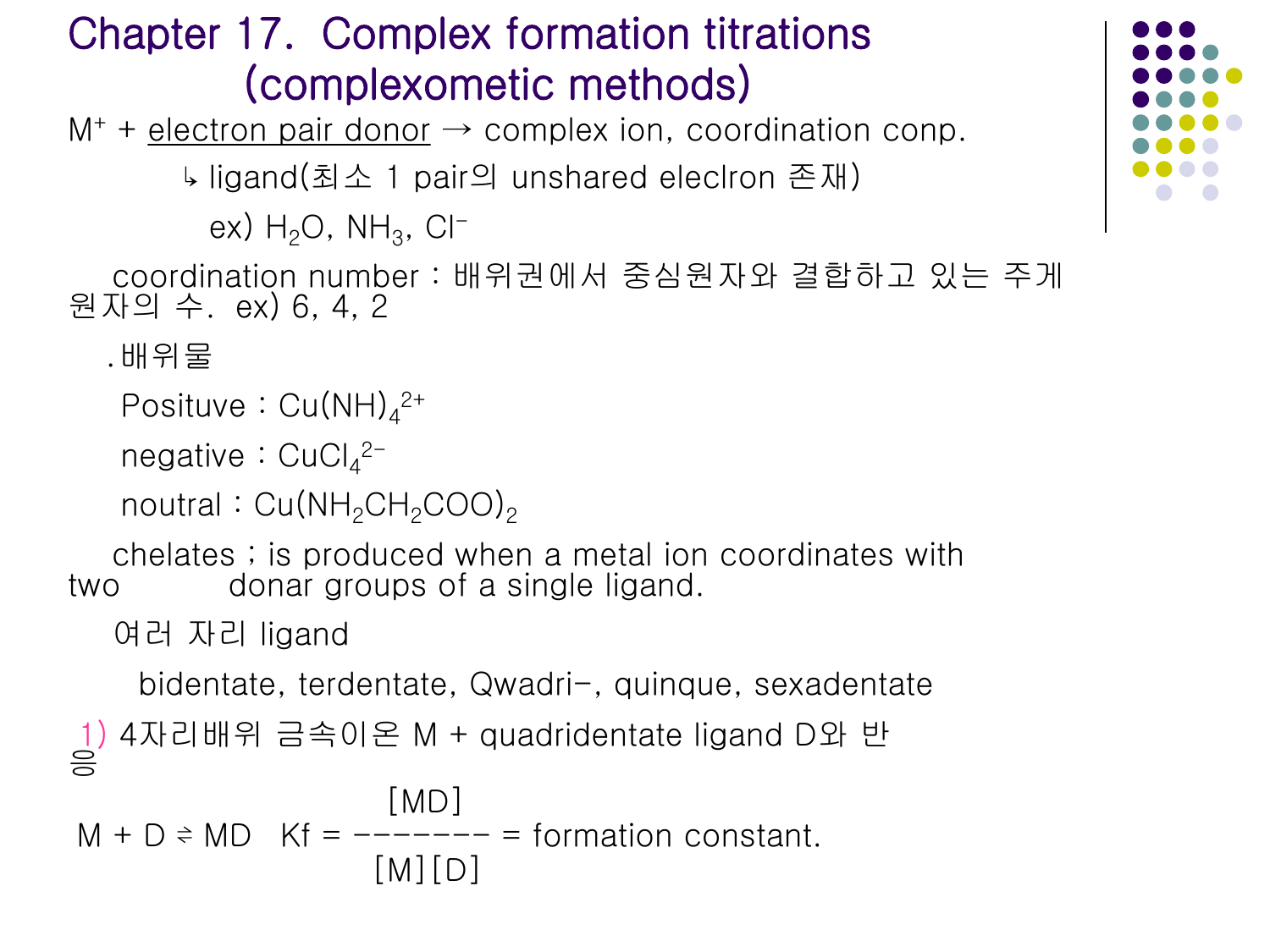# Chapter 17. Complex formation titrations (complexometic methods)

$M^+$ + electron pair donor → complex ion, coordination conp.

↳ ligand(최소 1 pair의 unshared eleclron 존재)

ex) $H_2O$, $NH_3$, $Cl^-$

coordination number : 배위권에서 중심원자와 결합하고 있는 주게 원자의 수. ex) 6, 4, 2

. 배위물

Posituve : $Cu(NH)_4^{2+}$

negative : $CuCl_4^{2-}$

noutral : $Cu(NH_2CH_2COO)_2$

chelates ; is produced when a metal ion coordinates with two donar groups of a single ligand.

여러 자리 ligand

bidentate, terdentate, Qwadri-, quinque, sexadentate

1) 4자리배위 금속이온 M + quadridentate ligand D와 반응

$$M + D \rightleftharpoons MD \quad K_f = \frac{[MD]}{[M][D]} = \text{formation constant.}$$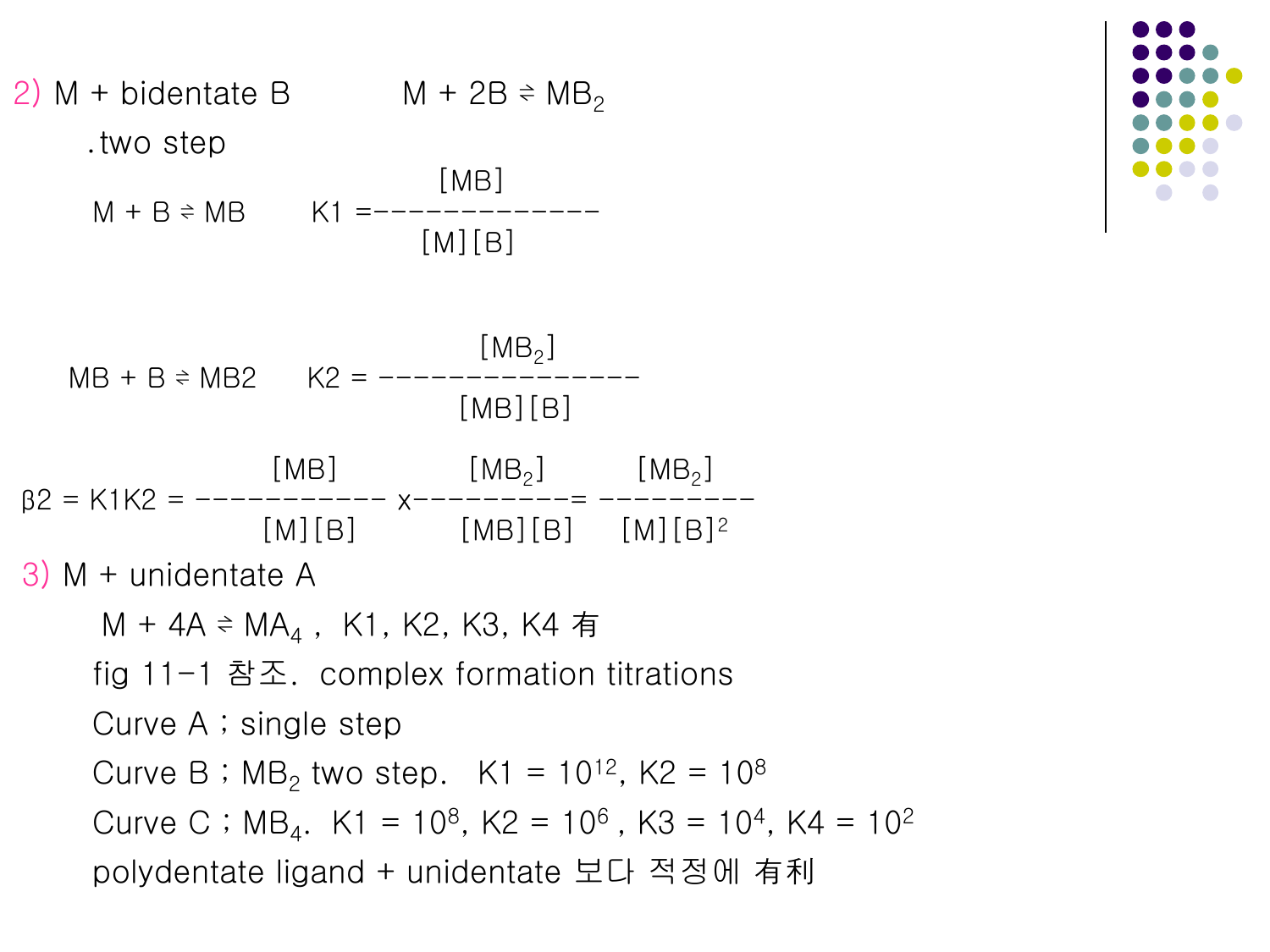2) M + bidentate B $\qquad M + 2B \rightleftharpoons MB_2$

.two step

$$M + B \rightleftharpoons MB \qquad K1 = \frac{[MB]}{[M][B]}$$

$$MB + B \rightleftharpoons MB2 \qquad K2 = \frac{[MB_2]}{[MB][B]}$$

$$\beta 2 = K1K2 = \frac{[MB]}{[M][B]} \times \frac{[MB_2]}{[MB][B]} = \frac{[MB_2]}{[M][B]^2}$$

3) M + unidentate A

$M + 4A \rightleftharpoons MA_4$ , K1, K2, K3, K4 有

fig 11-1 참조. complex formation titrations

Curve A ; single step

Curve B ; $MB_2$ two step. $K1 = 10^{12}$, $K2 = 10^{8}$

Curve C ; $MB_4$. $K1 = 10^{8}$, $K2 = 10^{6}$ , $K3 = 10^{4}$, $K4 = 10^{2}$

polydentate ligand + unidentate 보다 적정에 有利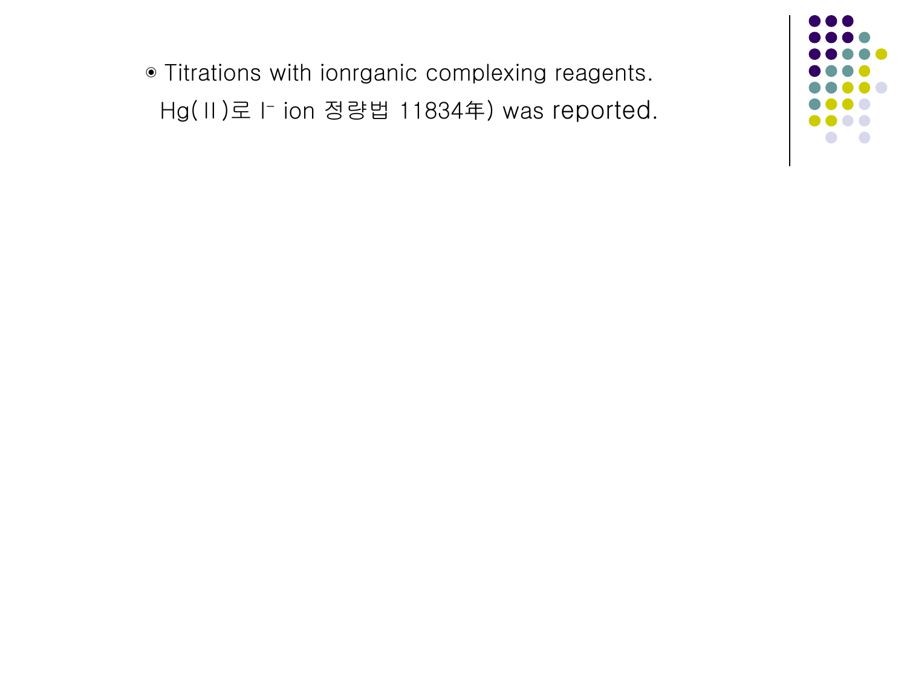- Titrations with ionrganic complexing reagents.

  Hg(Ⅱ)로 $I^-$ ion 정량법 11834年) was reported.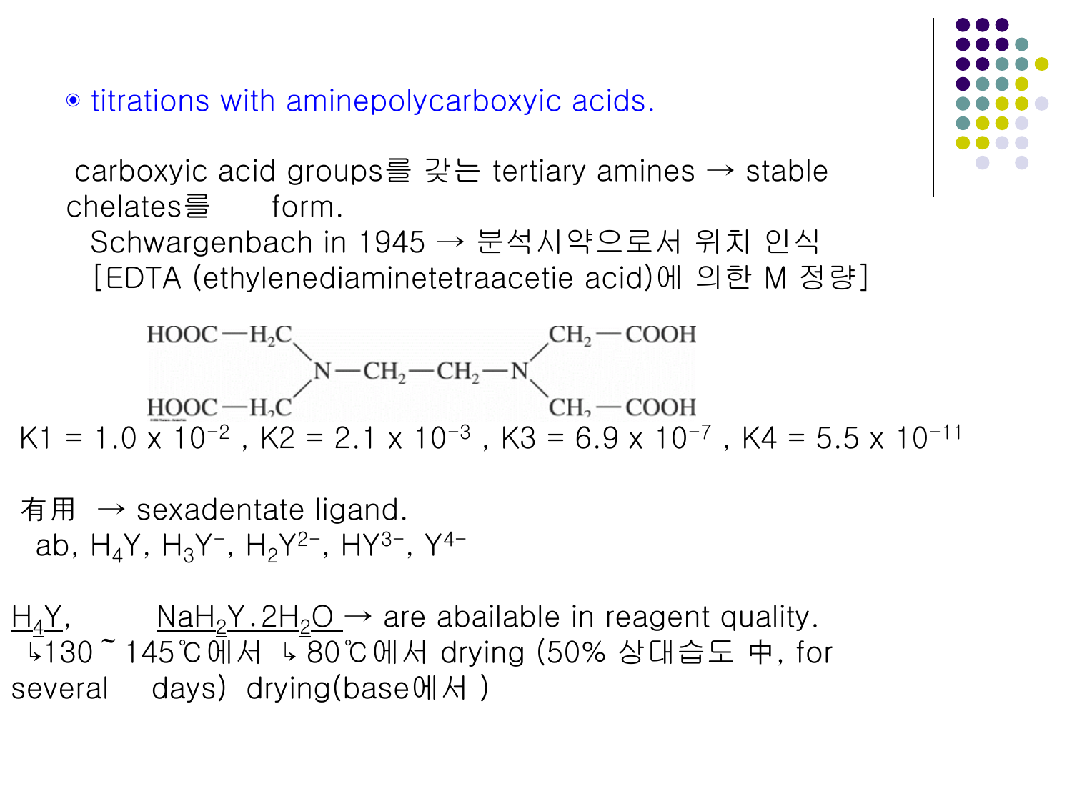◉ titrations with aminepolycarboxyic acids.

carboxyic acid groups를 갖는 tertiary amines → stable chelates를 form.

Schwargenbach in 1945 → 분석시약으로서 위치 인식

[EDTA (ethylenediaminetetraacetie acid)에 의한 M 정량]

$$
\begin{array}{c}
\mathrm{HOOC{-}H_2C} \qquad\qquad\qquad\qquad\qquad\qquad \mathrm{CH_2{-}COOH} \\
\diagdown \qquad\qquad\qquad\qquad \diagup \\
\mathrm{N{-}CH_2{-}CH_2{-}N} \\
\diagup \qquad\qquad\qquad\qquad \diagdown \\
\mathrm{HOOC{-}H_2C} \qquad\qquad\qquad\qquad\qquad\qquad \mathrm{CH_2{-}COOH}
\end{array}
$$

K1 = $1.0 \times 10^{-2}$ , K2 = $2.1 \times 10^{-3}$ , K3 = $6.9 \times 10^{-7}$ , K4 = $5.5 \times 10^{-11}$

有用 → sexadentate ligand.

ab, $H_4Y$, $H_3Y^{-}$, $H_2Y^{2-}$, $HY^{3-}$, $Y^{4-}$

$H_4Y$, $NaH_2Y.2H_2O$ → are abailable in reagent quality.

↳130 ~ 145℃에서 ↳ 80℃에서 drying (50% 상대습도 中, for several days) drying(base에서 )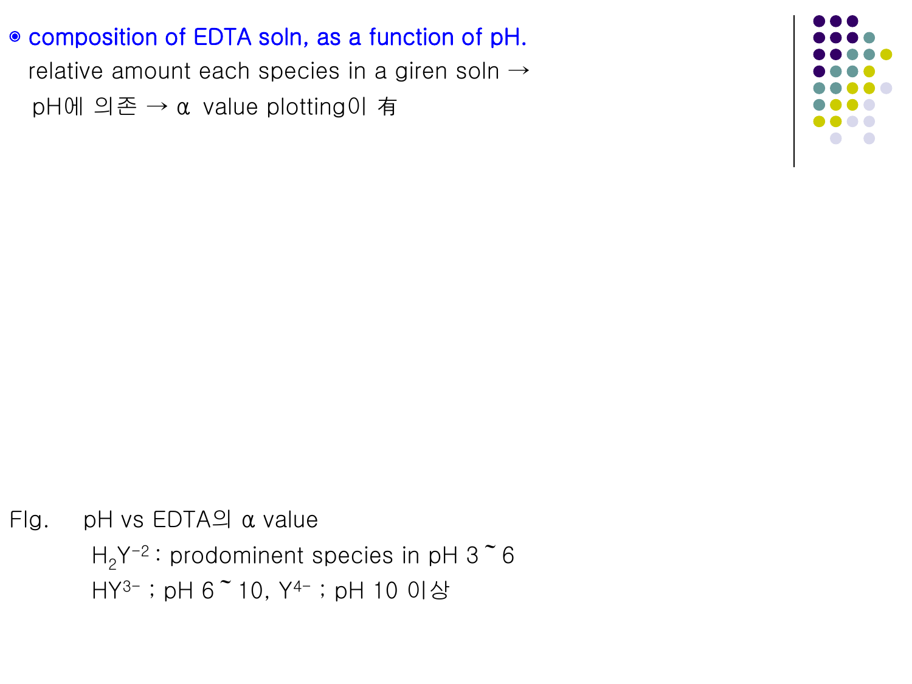◉ composition of EDTA soln, as a function of pH.

relative amount each species in a giren soln →

pH에 의존 → α value plotting이 有

FIg. pH vs EDTA의 α value

$H_2Y^{-2}$ : prodominent species in pH 3 ~ 6

$HY^{3-}$ ; pH 6 ~ 10, $Y^{4-}$ ; pH 10 이상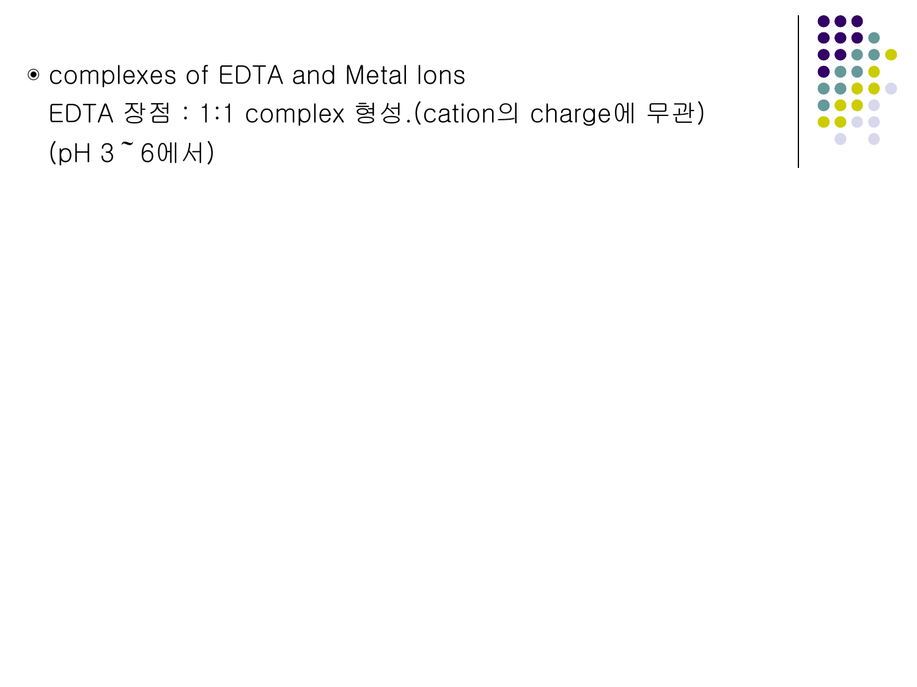- complexes of EDTA and Metal Ions

  EDTA 장점 : 1:1 complex 형성.(cation의 charge에 무관)

  (pH 3 ~ 6에서)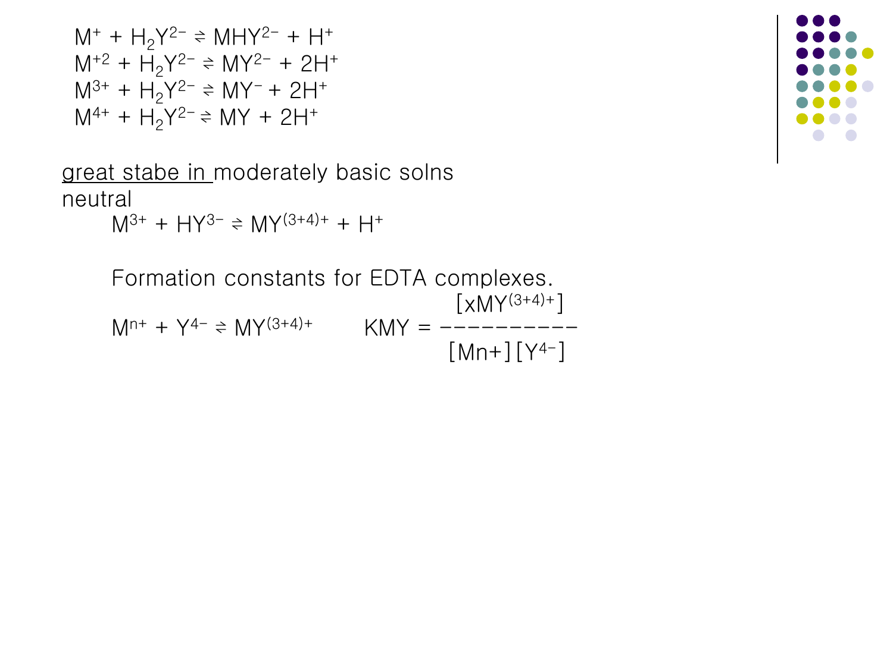$M^{+} + H_2Y^{2-} \rightleftharpoons MHY^{2-} + H^{+}$
$M^{+2} + H_2Y^{2-} \rightleftharpoons MY^{2-} + 2H^{+}$
$M^{3+} + H_2Y^{2-} \rightleftharpoons MY^{-} + 2H^{+}$
$M^{4+} + H_2Y^{2-} \rightleftharpoons MY + 2H^{+}$

great stabe in moderately basic solns
neutral

$M^{3+} + HY^{3-} \rightleftharpoons MY^{(3+4)+} + H^{+}$

Formation constants for EDTA complexes.

$$M^{n+} + Y^{4-} \rightleftharpoons MY^{(3+4)+} \qquad KMY = \frac{[xMY^{(3+4)+}]}{[Mn+][Y^{4-}]}$$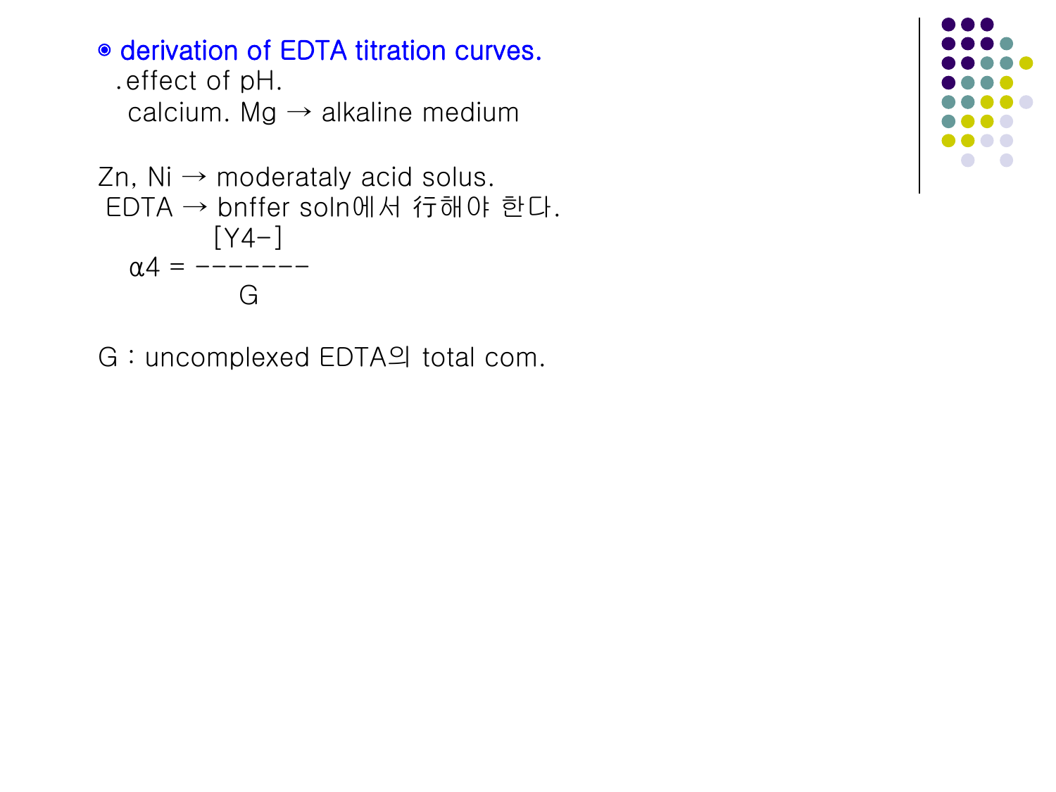◉ derivation of EDTA titration curves.

.effect of pH.

calcium. Mg → alkaline medium

Zn, Ni → moderataly acid solus.

EDTA → bnffer soln에서 行해야 한다.

$$\alpha_4 = \frac{[Y^{4-}]}{G}$$

G : uncomplexed EDTA의 total com.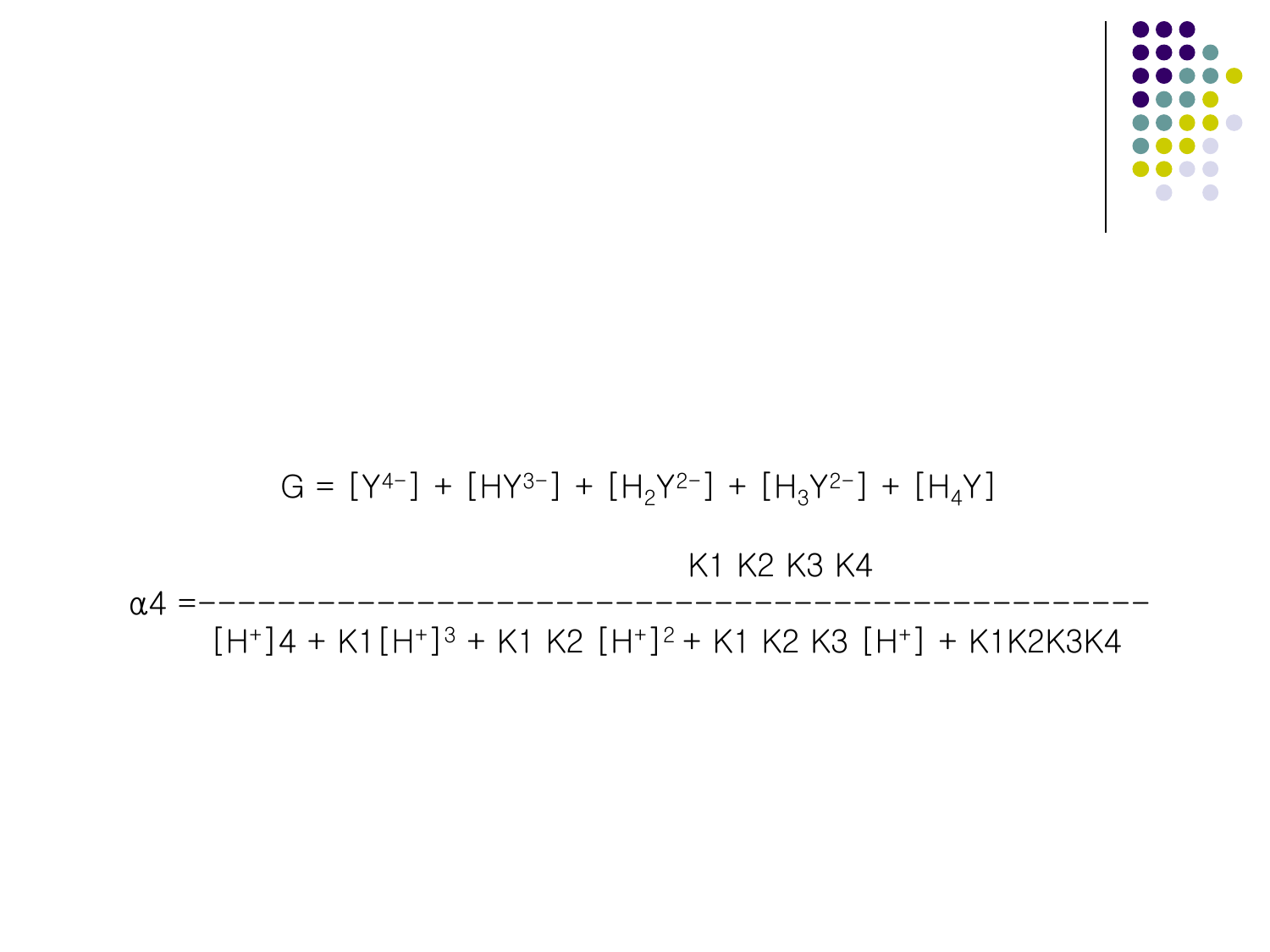$$G = [Y^{4-}] + [HY^{3-}] + [H_2Y^{2-}] + [H_3Y^{2-}] + [H_4Y]$$

$$\alpha 4 = \frac{K1\ K2\ K3\ K4}{[H^+]4 + K1[H^+]^3 + K1\ K2\ [H^+]^2 + K1\ K2\ K3\ [H^+] + K1K2K3K4}$$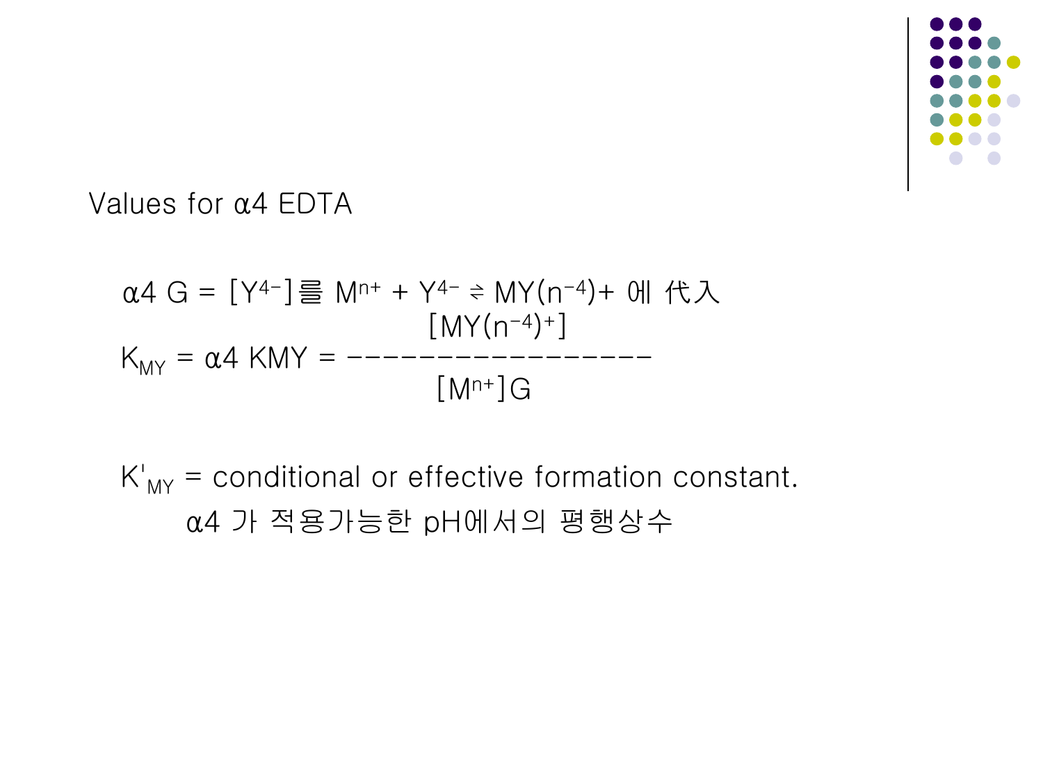Values for $\alpha 4$ EDTA

$\alpha 4$ G = $[Y^{4-}]$를 $M^{n+} + Y^{4-} \rightleftharpoons MY^{(n-4)+}$ 에 代入

$$K_{MY} = \alpha 4 \, KMY = \frac{[MY^{(n-4)+}]}{[M^{n+}]G}$$

$K'_{MY}$ = conditional or effective formation constant.

$\alpha 4$ 가 적용가능한 pH에서의 평행상수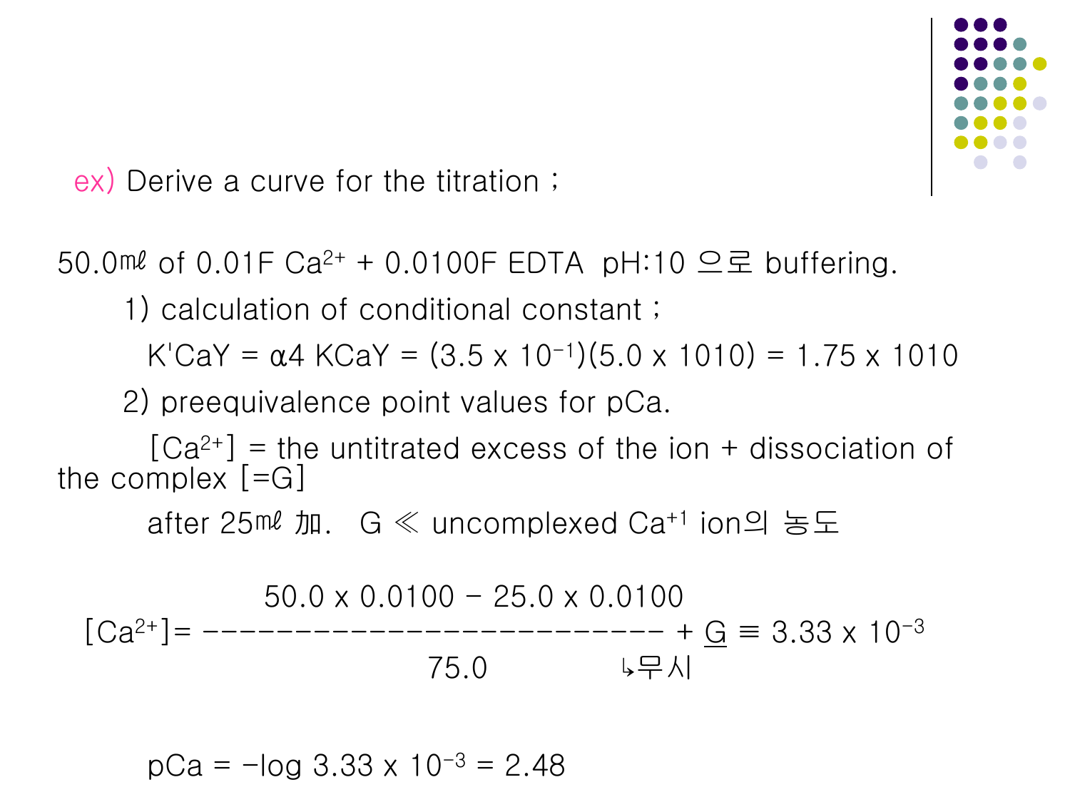ex) Derive a curve for the titration ;

50.0㎖ of 0.01F $Ca^{2+}$ + 0.0100F EDTA pH:10 으로 buffering.

1) calculation of conditional constant ;

$K'_{CaY} = \alpha_4 K_{CaY} = (3.5 \times 10^{-1})(5.0 \times 10^{10}) = 1.75 \times 10^{10}$

2) preequivalence point values for pCa.

$[Ca^{2+}]$ = the untitrated excess of the ion + dissociation of the complex [=G]

after 25㎖ 加. G ≪ uncomplexed $Ca^{+1}$ ion의 농도

$$[Ca^{2+}] = \frac{50.0 \times 0.0100 - 25.0 \times 0.0100}{75.0} + \underline{G} \equiv 3.33 \times 10^{-3}$$

↳무시 (G)

$$pCa = -\log 3.33 \times 10^{-3} = 2.48$$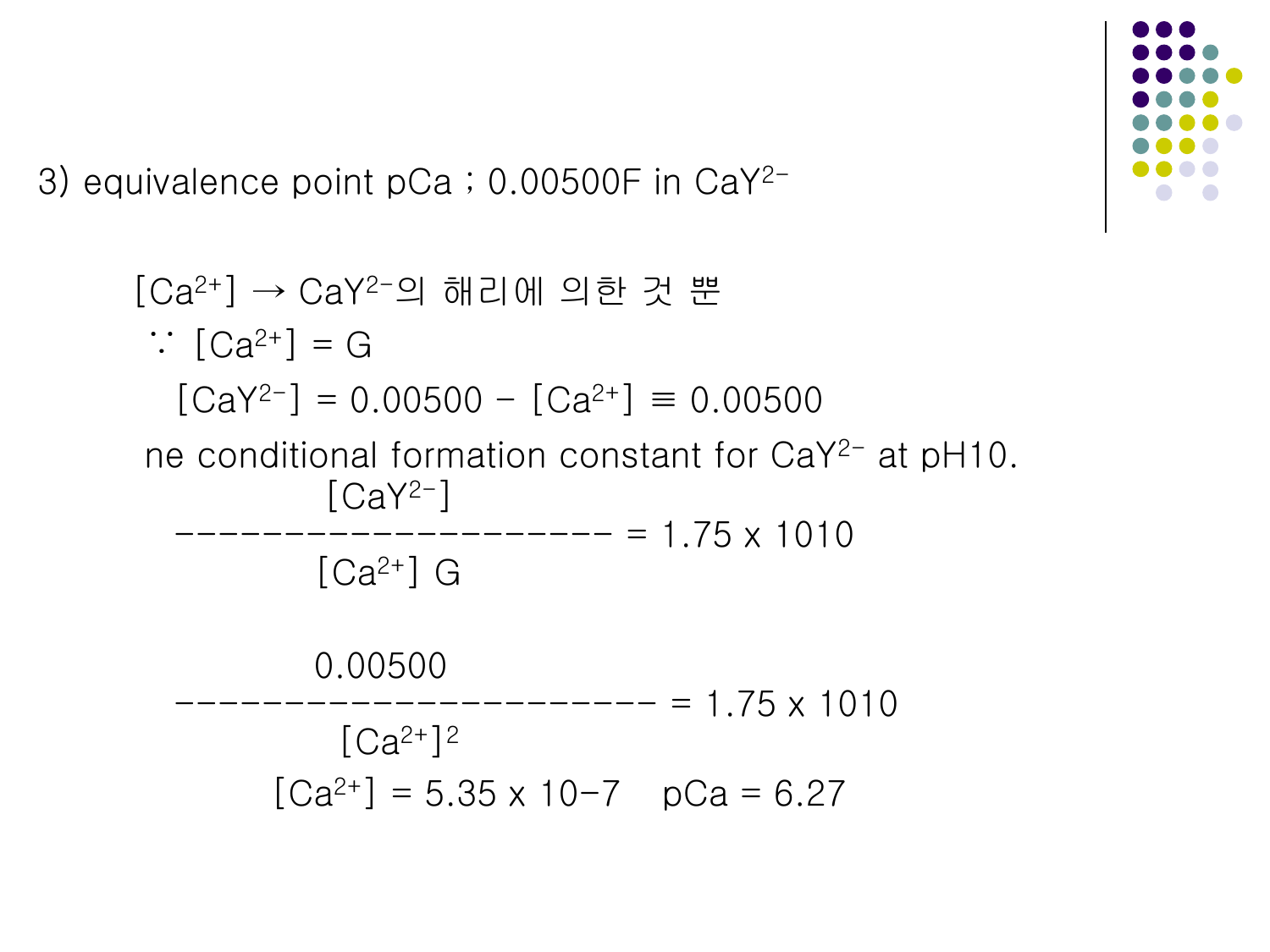3) equivalence point pCa ; 0.00500F in $CaY^{2-}$

$[Ca^{2+}]$ → $CaY^{2-}$의 해리에 의한 것 뿐

∵ $[Ca^{2+}]$ = G

$[CaY^{2-}] = 0.00500 - [Ca^{2+}] \equiv 0.00500$

ne conditional formation constant for $CaY^{2-}$ at pH10.

$$\frac{[CaY^{2-}]}{[Ca^{2+}]\ G} = 1.75 \times 1010$$

$$\frac{0.00500}{[Ca^{2+}]^2} = 1.75 \times 1010$$

$[Ca^{2+}] = 5.35 \times 10-7$ pCa = 6.27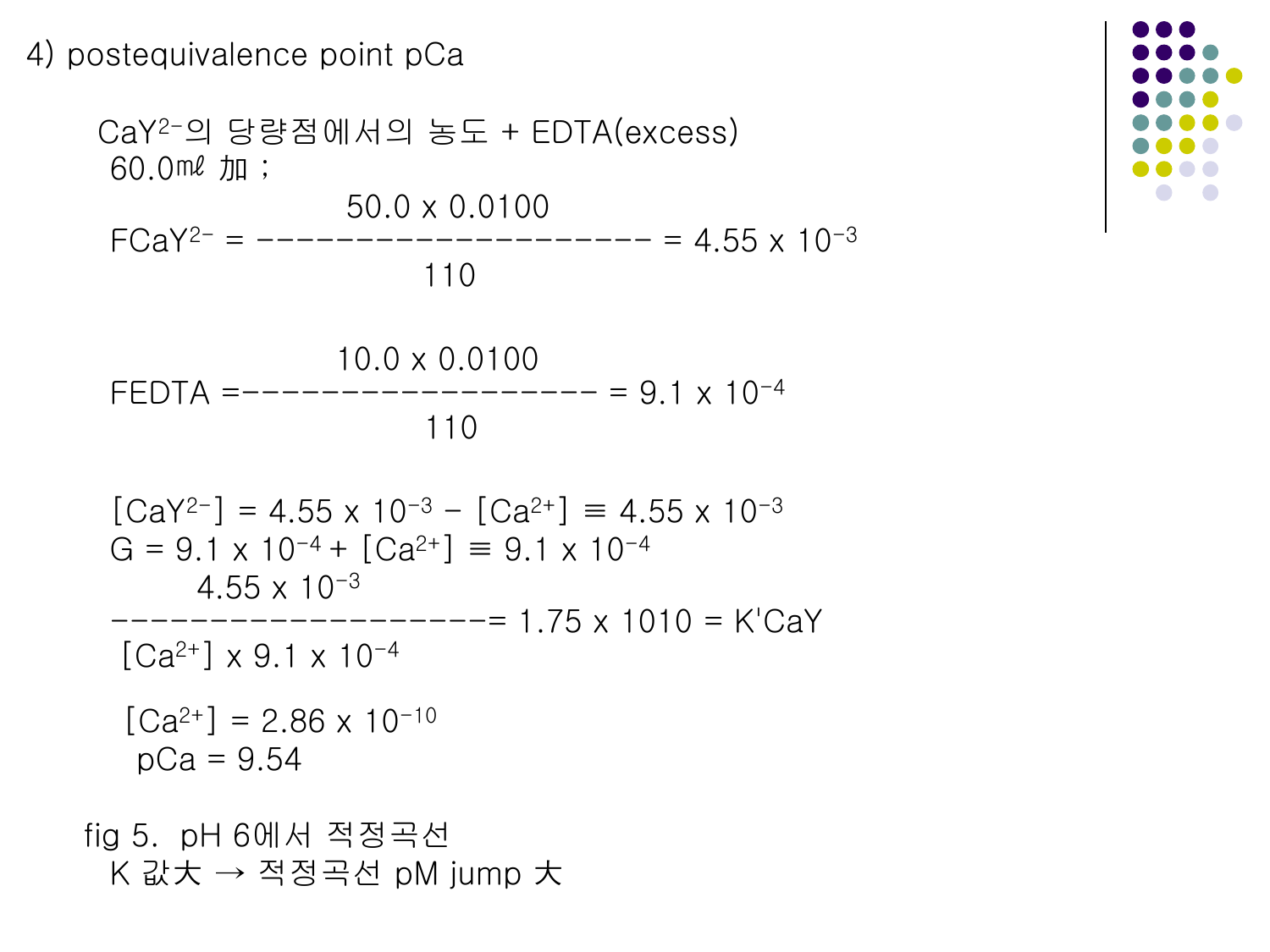4) postequivalence point pCa

$CaY^{2-}$의 당량점에서의 농도 + EDTA(excess)

60.0㎖ 加 ;

$$F_{CaY^{2-}} = \frac{50.0 \times 0.0100}{110} = 4.55 \times 10^{-3}$$

$$F_{EDTA} = \frac{10.0 \times 0.0100}{110} = 9.1 \times 10^{-4}$$

$[CaY^{2-}] = 4.55 \times 10^{-3} - [Ca^{2+}] \equiv 4.55 \times 10^{-3}$

$G = 9.1 \times 10^{-4} + [Ca^{2+}] \equiv 9.1 \times 10^{-4}$

$$\frac{4.55 \times 10^{-3}}{[Ca^{2+}] \times 9.1 \times 10^{-4}} = 1.75 \times 1010 = K'_{CaY}$$

$[Ca^{2+}] = 2.86 \times 10^{-10}$

pCa = 9.54

fig 5. pH 6에서 적정곡선

K 값大 → 적정곡선 pM jump 大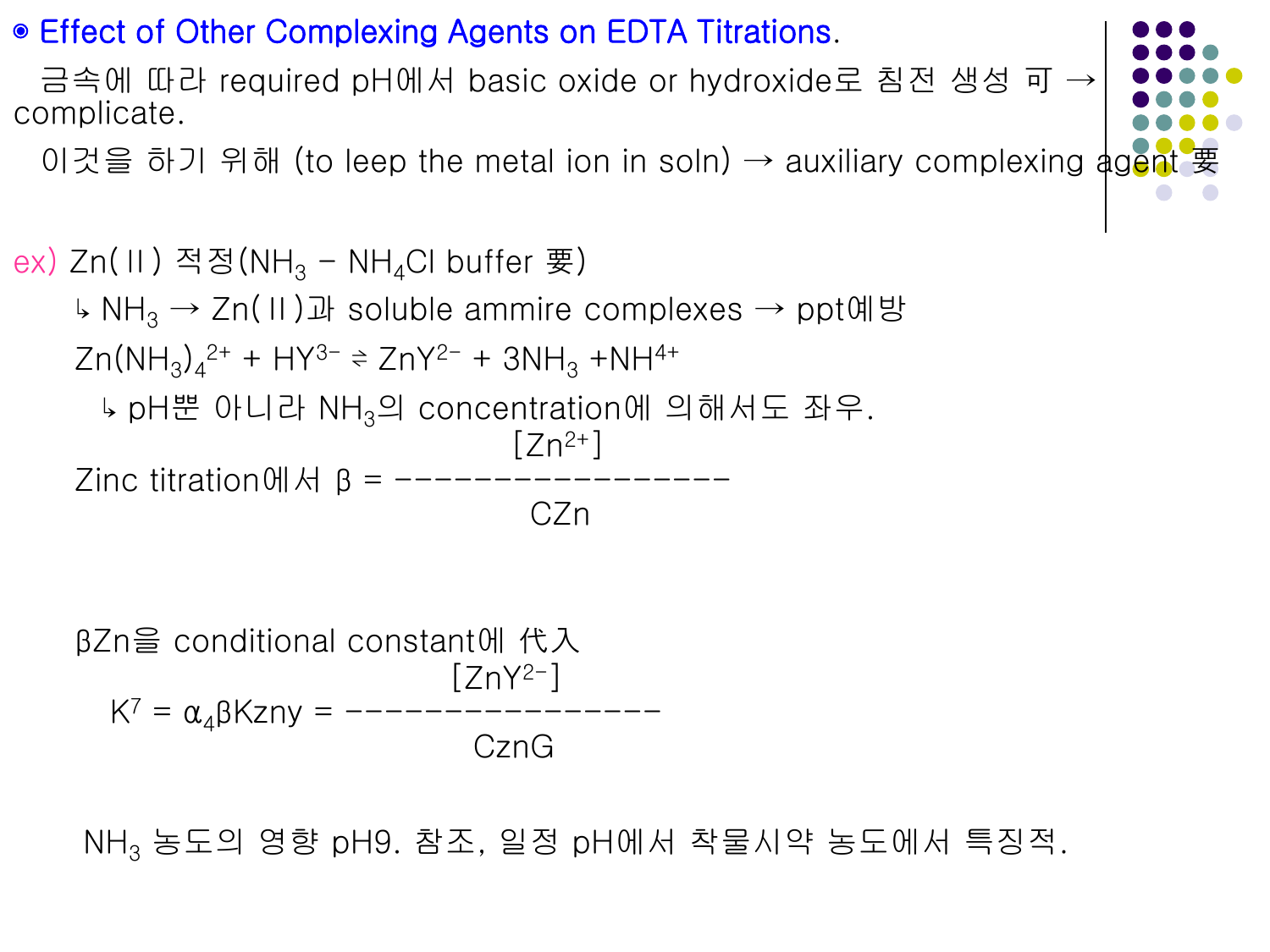## ◉ Effect of Other Complexing Agents on EDTA Titrations.

금속에 따라 required pH에서 basic oxide or hydroxide로 침전 생성 可 → complicate.

이것을 하기 위해 (to leep the metal ion in soln) → auxiliary complexing agent 要

ex) Zn(Ⅱ) 적정($NH_3$ – $NH_4Cl$ buffer 要)

↳ $NH_3$ → Zn(Ⅱ)과 soluble ammire complexes → ppt예방

$$Zn(NH_3)_4^{2+} + HY^{3-} \rightleftharpoons ZnY^{2-} + 3NH_3 + NH^{4+}$$

↳ pH뿐 아니라 $NH_3$의 concentration에 의해서도 좌우.

$$\text{Zinc titration에서 } \beta = \frac{[Zn^{2+}]}{CZn}$$

βZn을 conditional constant에 代入

$$K^7 = \alpha_4 \beta Kzny = \frac{[ZnY^{2-}]}{CznG}$$

$NH_3$ 농도의 영향 pH9. 참조, 일정 pH에서 착물시약 농도에서 특징적.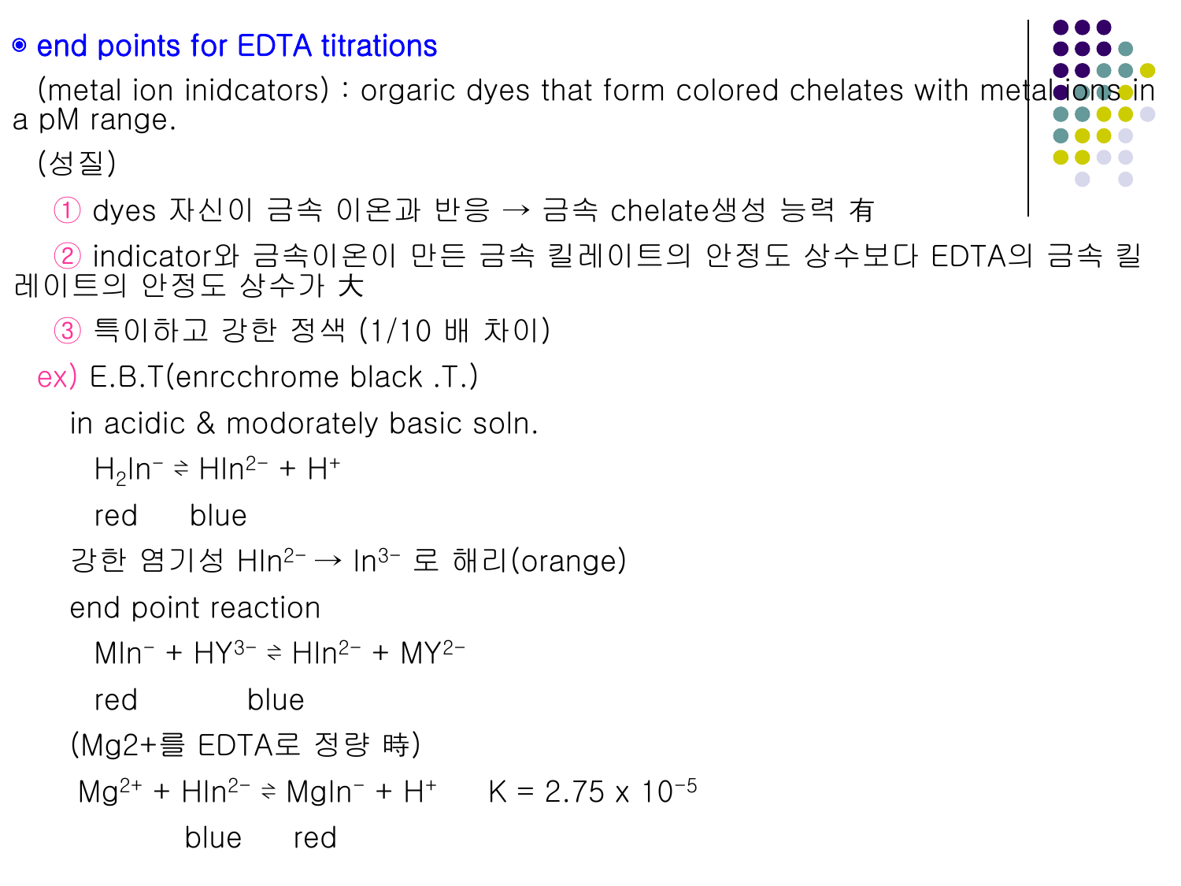## ◉ end points for EDTA titrations

(metal ion inidcators) : orgaric dyes that form colored chelates with metal ions in a pM range.

(성질)

① dyes 자신이 금속 이온과 반응 → 금속 chelate생성 능력 有

② indicator와 금속이온이 만든 금속 킬레이트의 안정도 상수보다 EDTA의 금속 킬레이트의 안정도 상수가 大

③ 특이하고 강한 정색 (1/10 배 차이)

ex) E.B.T(enrcchrome black .T.)

in acidic & modorately basic soln.

$$H_2In^- \rightleftharpoons HIn^{2-} + H^+$$

red　　blue

강한 염기성 $HIn^{2-} \rightarrow In^{3-}$ 로 해리(orange)

end point reaction

$$MIn^- + HY^{3-} \rightleftharpoons HIn^{2-} + MY^{2-}$$

red　　　　blue

(Mg2+를 EDTA로 정량 時)

$$Mg^{2+} + HIn^{2-} \rightleftharpoons MgIn^- + H^+ \qquad K = 2.75 \times 10^{-5}$$

blue　　red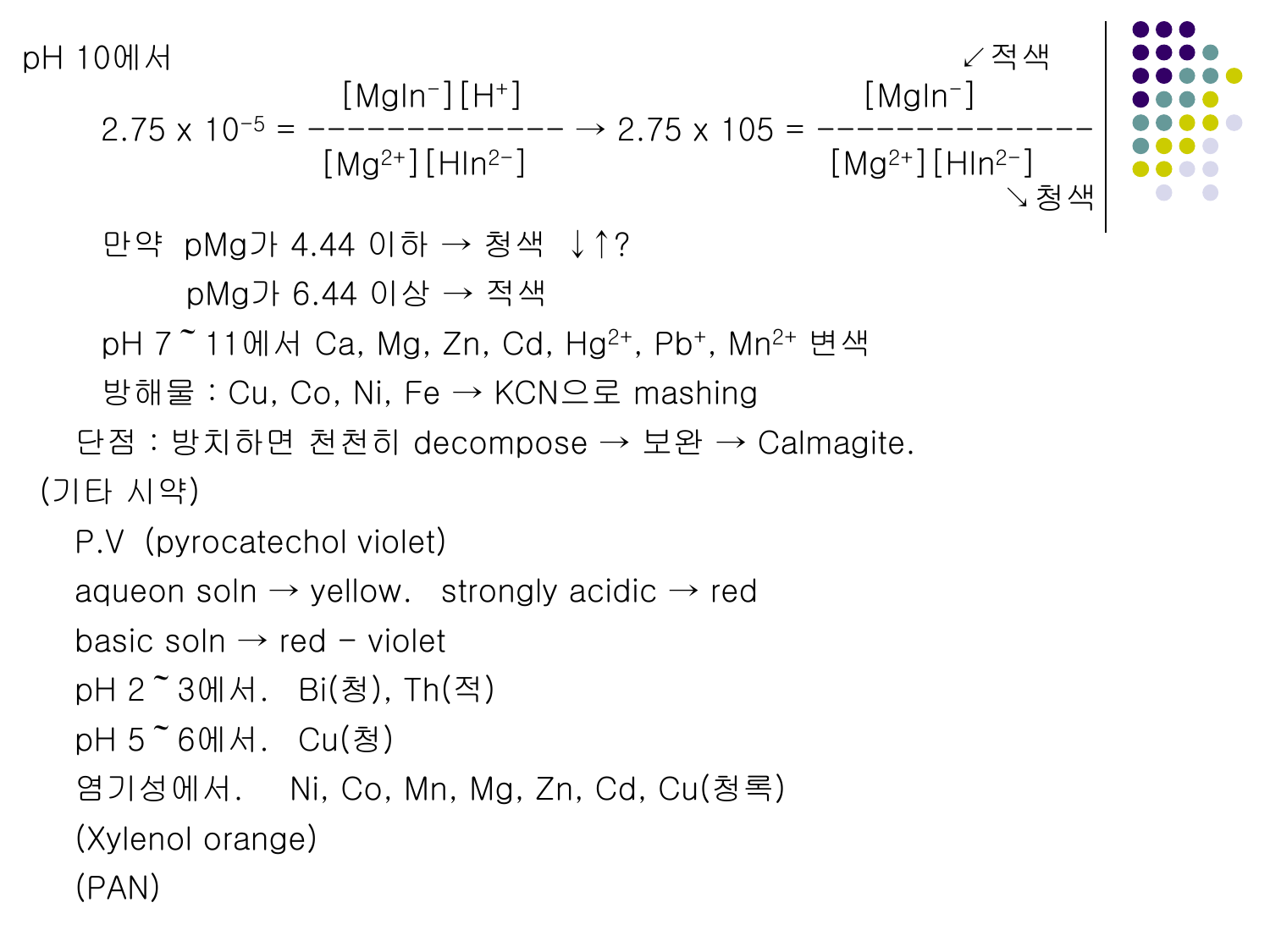pH 10에서

$$2.75 \times 10^{-5} = \frac{[MgIn^{-}][H^{+}]}{[Mg^{2+}][HIn^{2-}]} \rightarrow 2.75 \times 105 = \frac{[MgIn^{-}]}{[Mg^{2+}][HIn^{2-}]}$$

↙적색 ($[MgIn^{-}]$), ↘청색 ($[HIn^{2-}]$)

만약 pMg가 4.44 이하 → 청색 ↓↑?

pMg가 6.44 이상 → 적색

pH 7 ~ 11에서 Ca, Mg, Zn, Cd, $Hg^{2+}$, $Pb^{+}$, $Mn^{2+}$ 변색

방해물 : Cu, Co, Ni, Fe → KCN으로 mashing

단점 : 방치하면 천천히 decompose → 보완 → Calmagite.

(기타 시약)

P.V (pyrocatechol violet)

aqueon soln → yellow. strongly acidic → red

basic soln → red - violet

pH 2 ~ 3에서. Bi(청), Th(적)

pH 5 ~ 6에서. Cu(청)

염기성에서. Ni, Co, Mn, Mg, Zn, Cd, Cu(청록)

(Xylenol orange)

(PAN)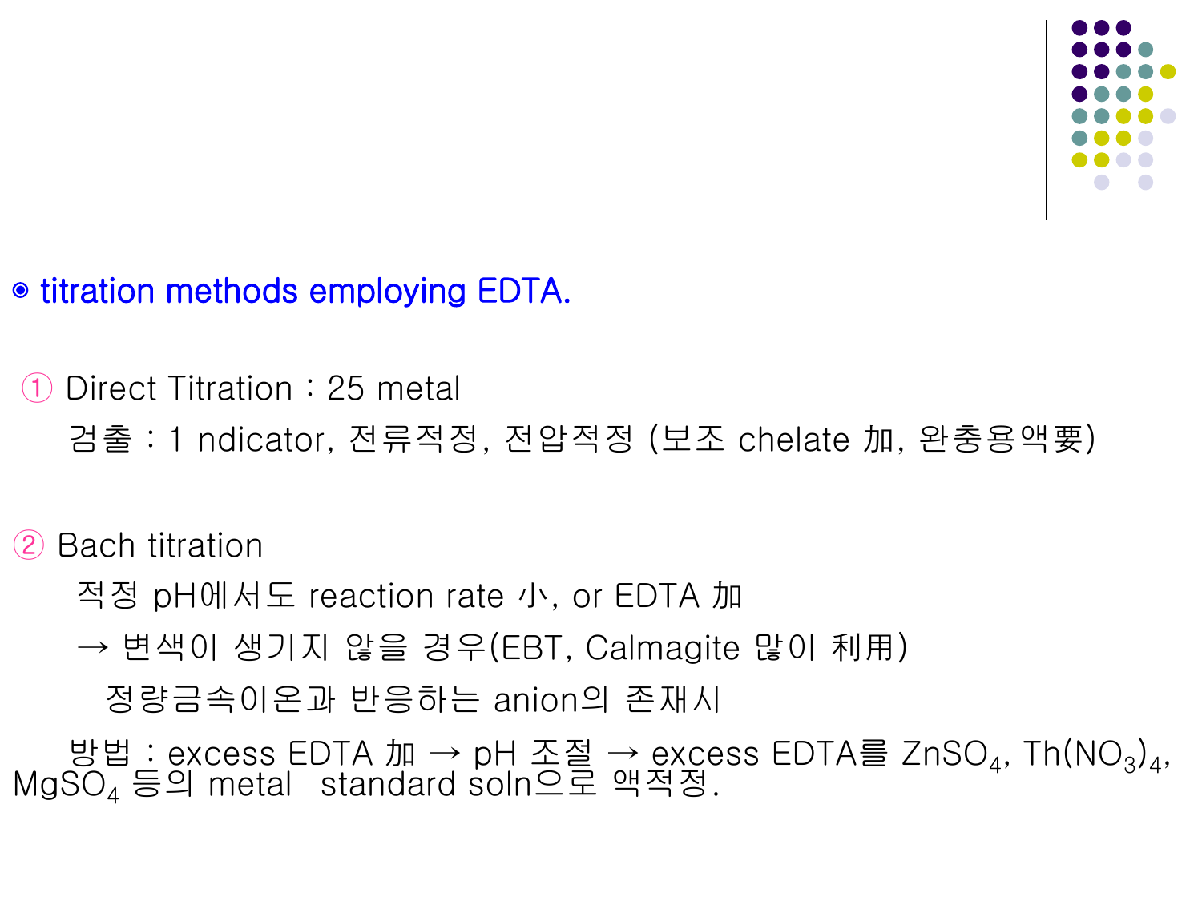◉ titration methods employing EDTA.

① Direct Titration : 25 metal

검출 : 1 ndicator, 전류적정, 전압적정 (보조 chelate 加, 완충용액要)

② Bach titration

적정 pH에서도 reaction rate 小, or EDTA 加

→ 변색이 생기지 않을 경우(EBT, Calmagite 많이 利用)

정량금속이온과 반응하는 anion의 존재시

방법 : excess EDTA 加 → pH 조절 → excess EDTA를 $ZnSO_4$, $Th(NO_3)_4$, $MgSO_4$ 등의 metal standard soln으로 액적정.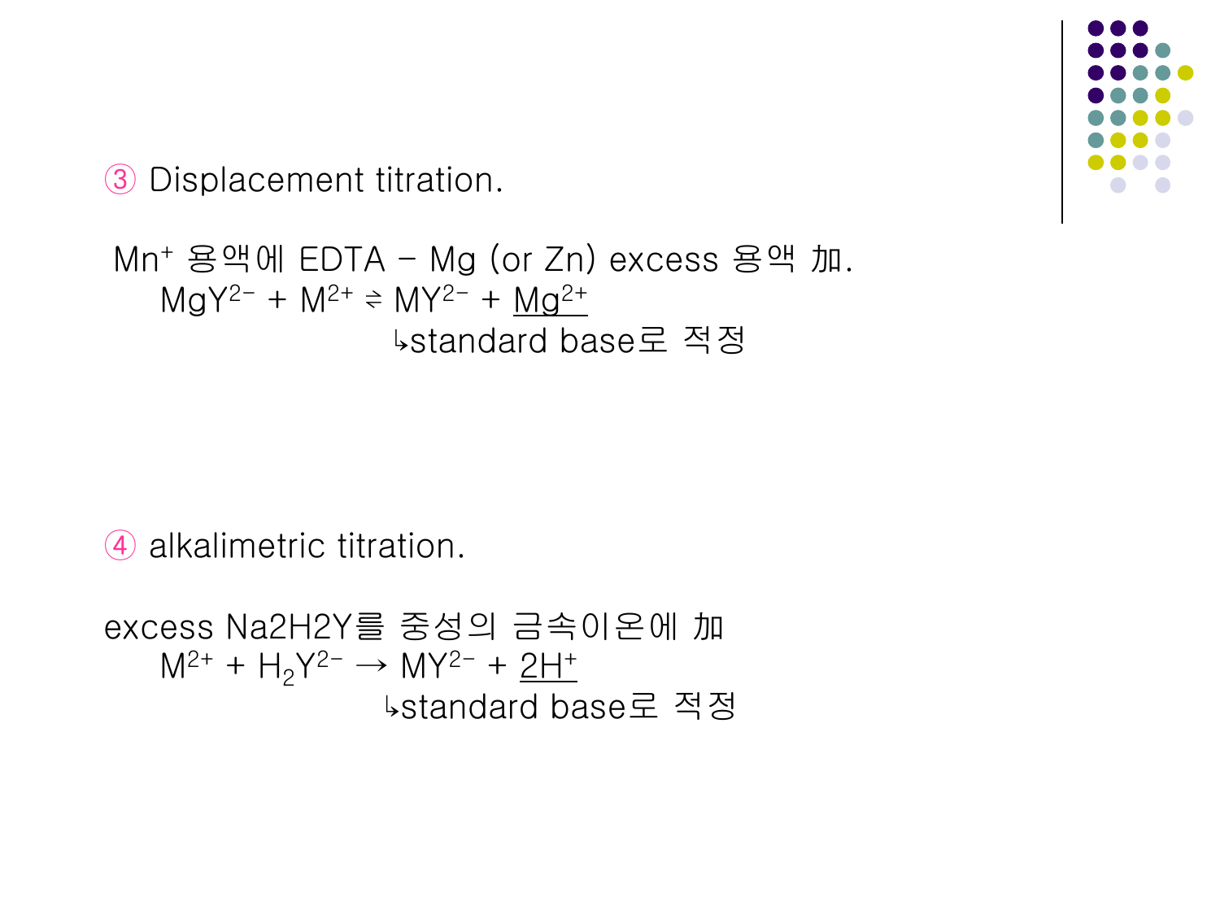③ Displacement titration.

$M^{n+}$ 용액에 EDTA – Mg (or Zn) excess 용액 加.

$$MgY^{2-} + M^{2+} \rightleftharpoons MY^{2-} + \underline{Mg^{2+}}$$

↳standard base로 적정

④ alkalimetric titration.

excess Na2H2Y를 중성의 금속이온에 加

$$M^{2+} + H_2Y^{2-} \rightarrow MY^{2-} + \underline{2H^+}$$

↳standard base로 적정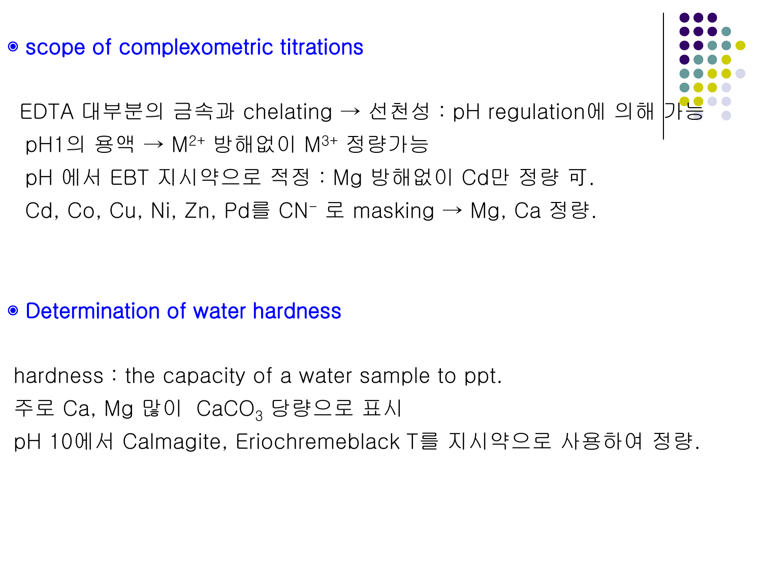## ◉ scope of complexometric titrations

EDTA 대부분의 금속과 chelating → 선천성 : pH regulation에 의해 가능

pH1의 용액 → $M^{2+}$ 방해없이 $M^{3+}$ 정량가능

pH 에서 EBT 지시약으로 적정 : Mg 방해없이 Cd만 정량 可.

Cd, Co, Cu, Ni, Zn, Pd를 $CN^-$ 로 masking → Mg, Ca 정량.

## ◉ Determination of water hardness

hardness : the capacity of a water sample to ppt.

주로 Ca, Mg 많이 $CaCO_3$ 당량으로 표시

pH 10에서 Calmagite, Eriochremeblack T를 지시약으로 사용하여 정량.